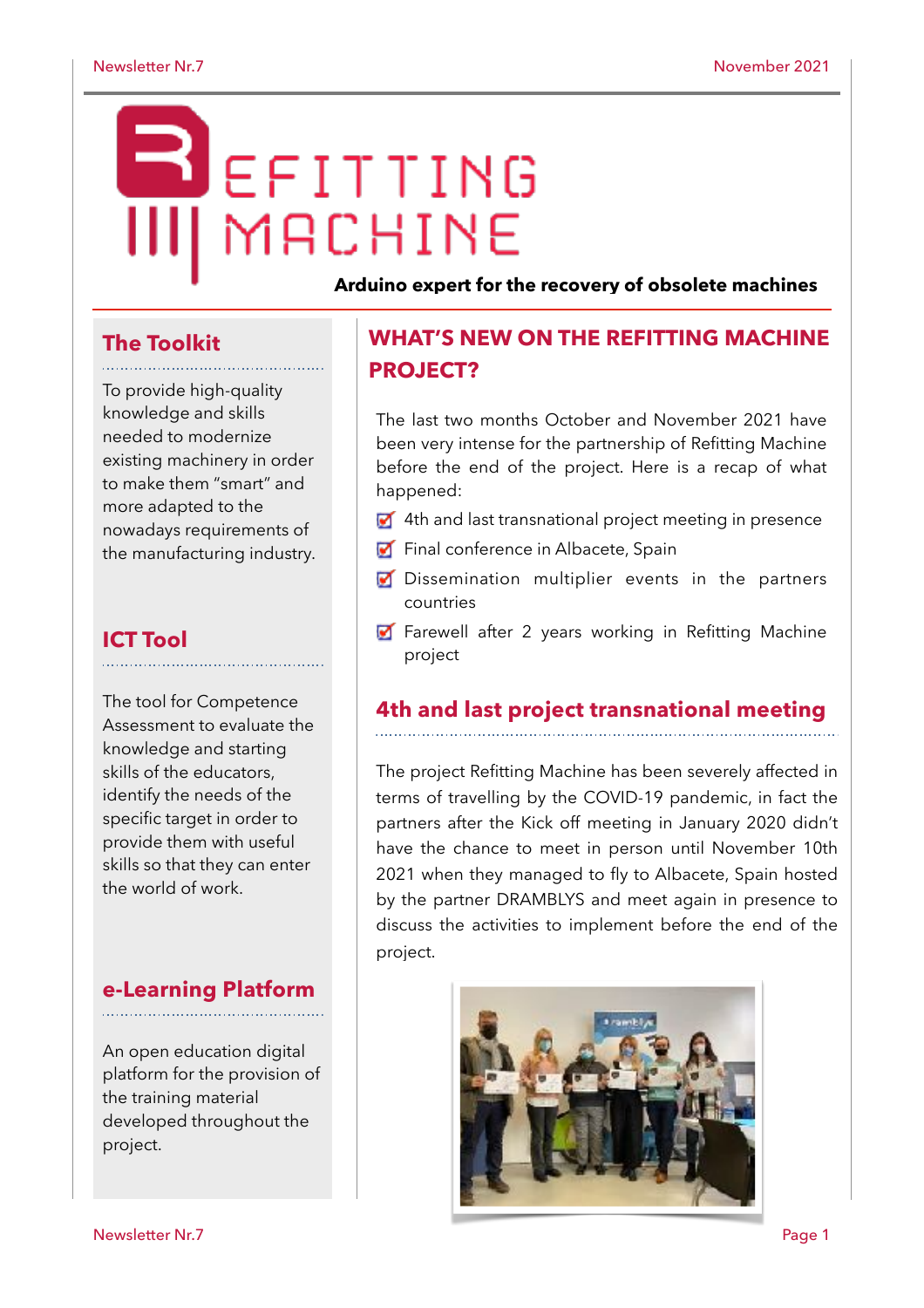# REFITTING MACHINE

**Arduino expert for the recovery of obsolete machines**

## The Toolkit

To provide high-quality knowledge and skills needed to modernize existing machinery in order to make them "smart" and more adapted to the nowadays requirements of the manufacturing industry.

## ICT Tool

The tool for Competence Assessment to evaluate the knowledge and starting skills of the educators, identify the needs of the specific target in order to provide them with useful skills so that they can enter the world of work.

## e-Learning Platform

An open education digital platform for the provision of the training material developed throughout the project.

## WHAT'S NEW ON THE REFITTING MACHINE PROJECT?

The last two months October and November 2021 have been very intense for the partnership of Refitting Machine before the end of the project. Here is a recap of what happened:

- [x] 4th and last transnational project meeting in presence
- [x] Final conference in Albacete, Spain
- [x] Dissemination multiplier events in the partners countries
- [x] Farewell after 2 years working in Refitting Machine project

### 4th and last project transnational meeting

The project Refitting Machine has been severely affected in terms of travelling by the COVID-19 pandemic, in fact the partners after the Kick off meeting in January 2020 didn't have the chance to meet in person until November 10th 2021 when they managed to fly to Albacete, Spain hosted by the partner DRAMBLYS and meet again in presence to discuss the activities to implement before the end of the project.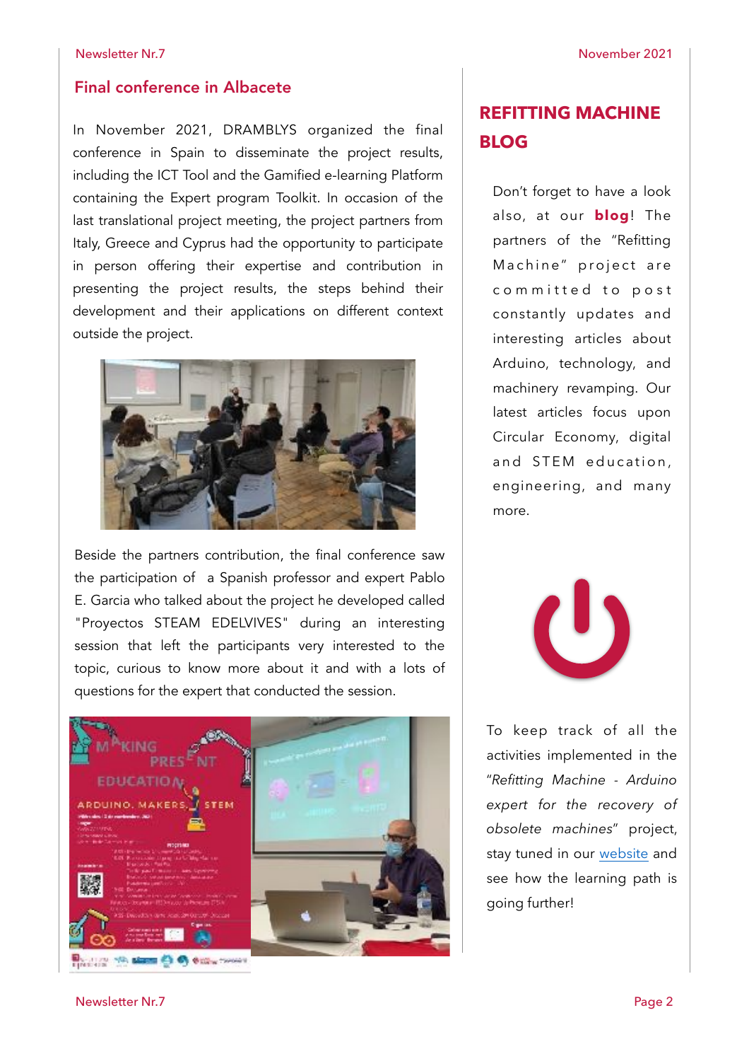## Final conference in Albacete

In November 2021, DRAMBLYS organized the final conference in Spain to disseminate the project results, including the ICT Tool and the Gamified e-learning Platform containing the Expert program Toolkit. In occasion of the last translational project meeting, the project partners from Italy, Greece and Cyprus had the opportunity to participate in person offering their expertise and contribution in presenting the project results, the steps behind their development and their applications on different context outside the project.

Beside the partners contribution, the final conference saw the participation of a Spanish professor and expert Pablo E. Garcia who talked about the project he developed called "Proyectos STEAM EDELVIVES" during an interesting session that left the participants very interested to the topic, curious to know more about it and with a lots of questions for the expert that conducted the session.

## REFITTING MACHINE BLOG

Don't forget to have a look also, at our **blog**! The partners of the "Refitting Machine" project are committed to post constantly updates and interesting articles about Arduino, technology, and machinery revamping. Our latest articles focus upon Circular Economy, digital and STEM education, engineering, and many more.

To keep track of all the activities implemented in the "*Refitting Machine - Arduino expert for the recovery of obsolete machines*" project, stay tuned in our website and see how the learning path is going further!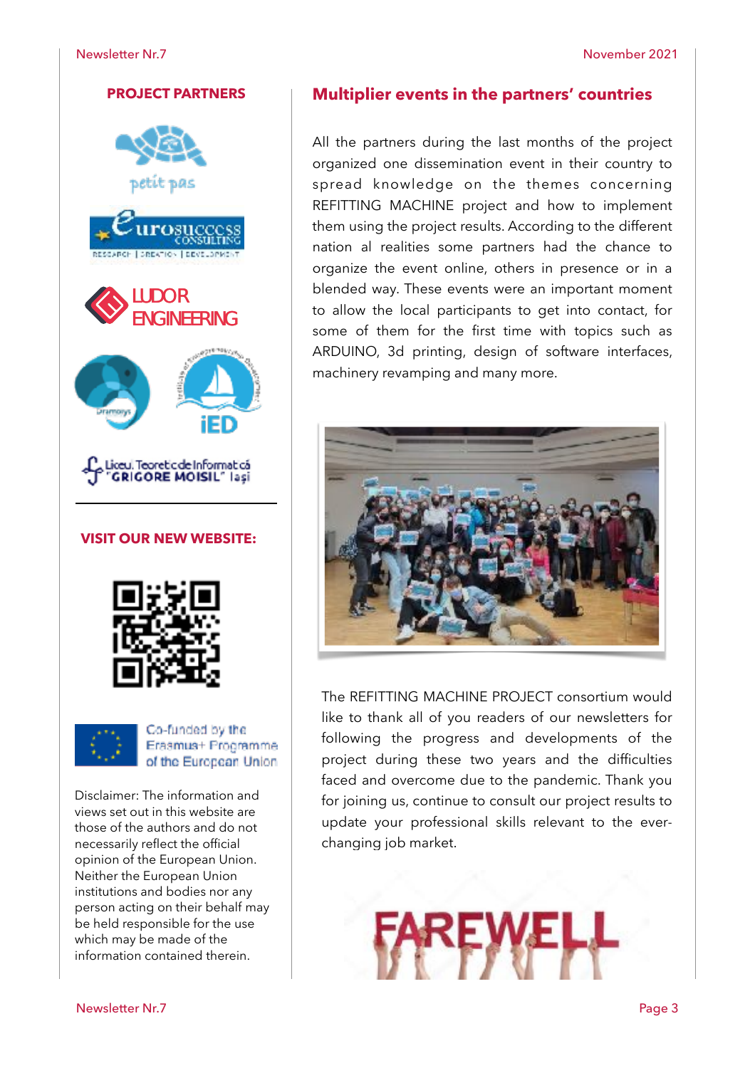## PROJECT PARTNERS

petit pas

Eurosuccess Consulting – Research | Creation | Development

LUDOR ENGINEERING

Dramblys

iED

Liceul Teoretic de Informatică "GRIGORE MOISIL" Iași

## VISIT OUR NEW WEBSITE:

Co-funded by the Erasmus+ Programme of the European Union

Disclaimer: The information and views set out in this website are those of the authors and do not necessarily reflect the official opinion of the European Union. Neither the European Union institutions and bodies nor any person acting on their behalf may be held responsible for the use which may be made of the information contained therein.

## Multiplier events in the partners' countries

All the partners during the last months of the project organized one dissemination event in their country to spread knowledge on the themes concerning REFITTING MACHINE project and how to implement them using the project results. According to the different nation al realities some partners had the chance to organize the event online, others in presence or in a blended way. These events were an important moment to allow the local participants to get into contact, for some of them for the first time with topics such as ARDUINO, 3d printing, design of software interfaces, machinery revamping and many more.

The REFITTING MACHINE PROJECT consortium would like to thank all of you readers of our newsletters for following the progress and developments of the project during these two years and the difficulties faced and overcome due to the pandemic. Thank you for joining us, continue to consult our project results to update your professional skills relevant to the ever-changing job market.

FAREWELL